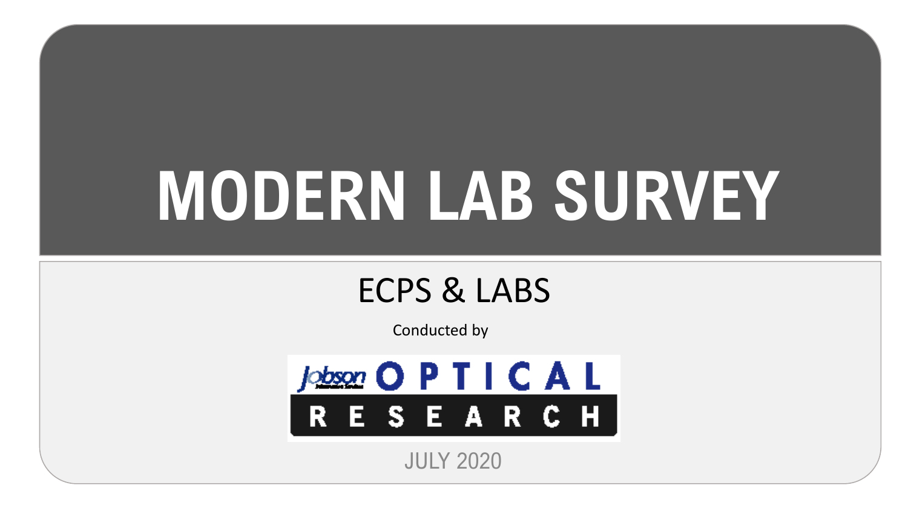# MODERN LAB SURVEY

## ECPS & LABS

Conducted by

Jobson OPTICAL RESEARCH

JULY 2020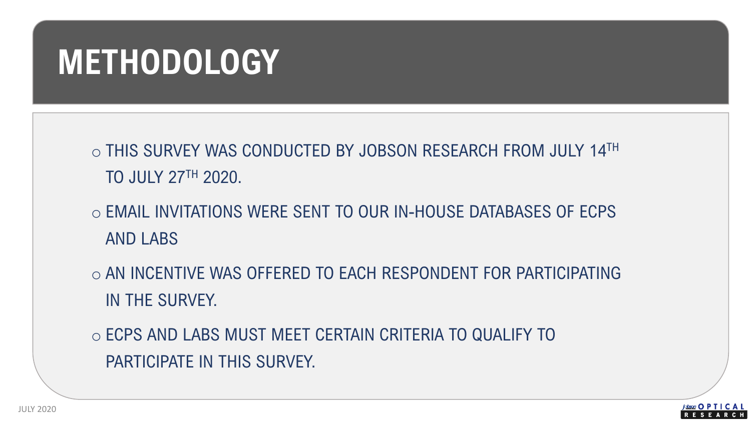# METHODOLOGY

- THIS SURVEY WAS CONDUCTED BY JOBSON RESEARCH FROM JULY 14TH TO JULY 27TH 2020.
- EMAIL INVITATIONS WERE SENT TO OUR IN-HOUSE DATABASES OF ECPS AND LABS
- AN INCENTIVE WAS OFFERED TO EACH RESPONDENT FOR PARTICIPATING IN THE SURVEY.
- ECPS AND LABS MUST MEET CERTAIN CRITERIA TO QUALIFY TO PARTICIPATE IN THIS SURVEY.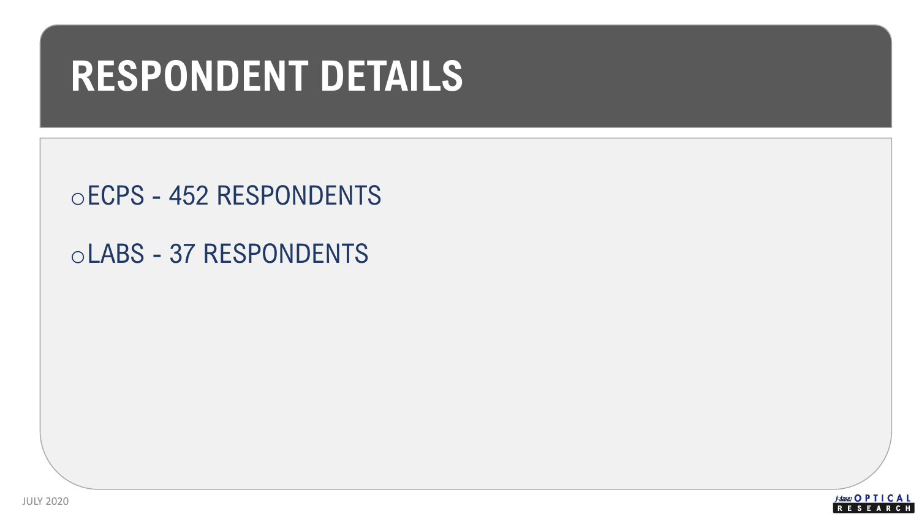# RESPONDENT DETAILS

- ECPS - 452 RESPONDENTS
- LABS - 37 RESPONDENTS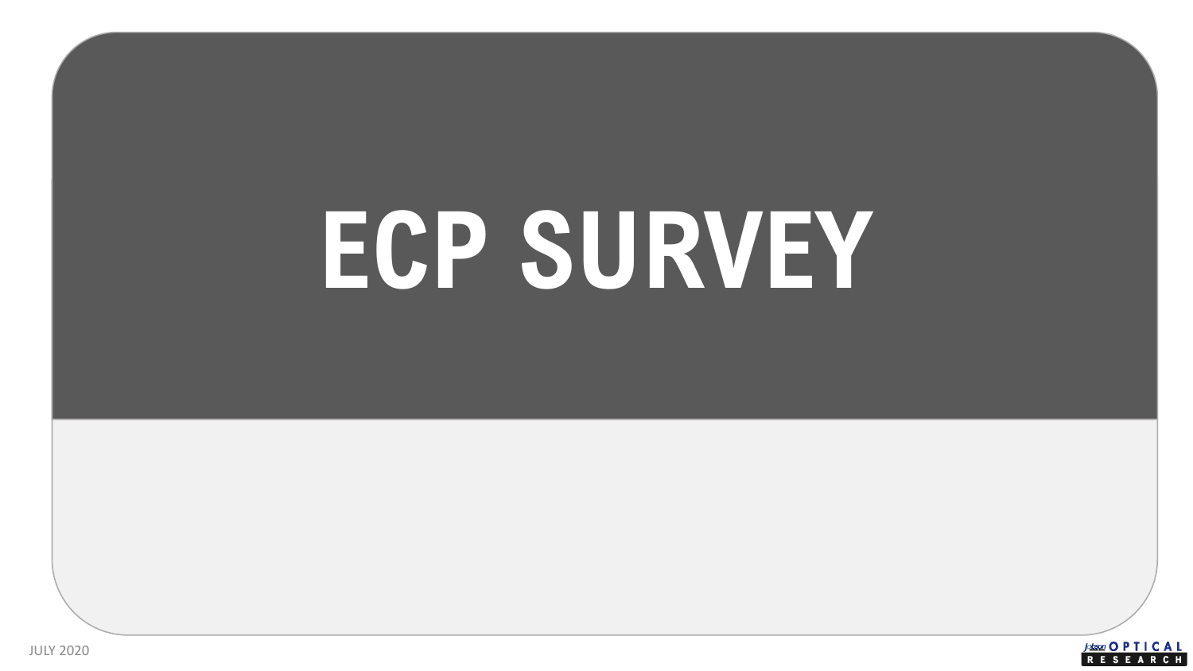# ECP SURVEY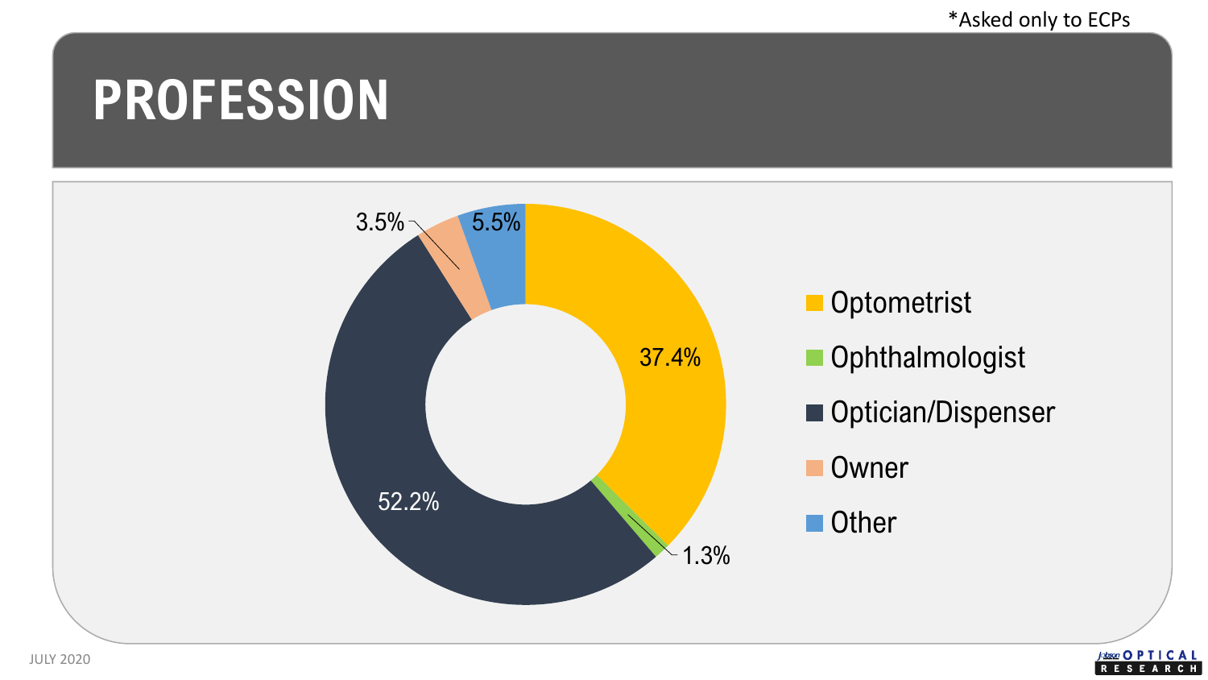*Asked only to ECPs

# PROFESSION

| Profession | Percentage |
|---|---|
| Optometrist | 37.4% |
| Ophthalmologist | 1.3% |
| Optician/Dispenser | 52.2% |
| Owner | 3.5% |
| Other | 5.5% |

JULY 2020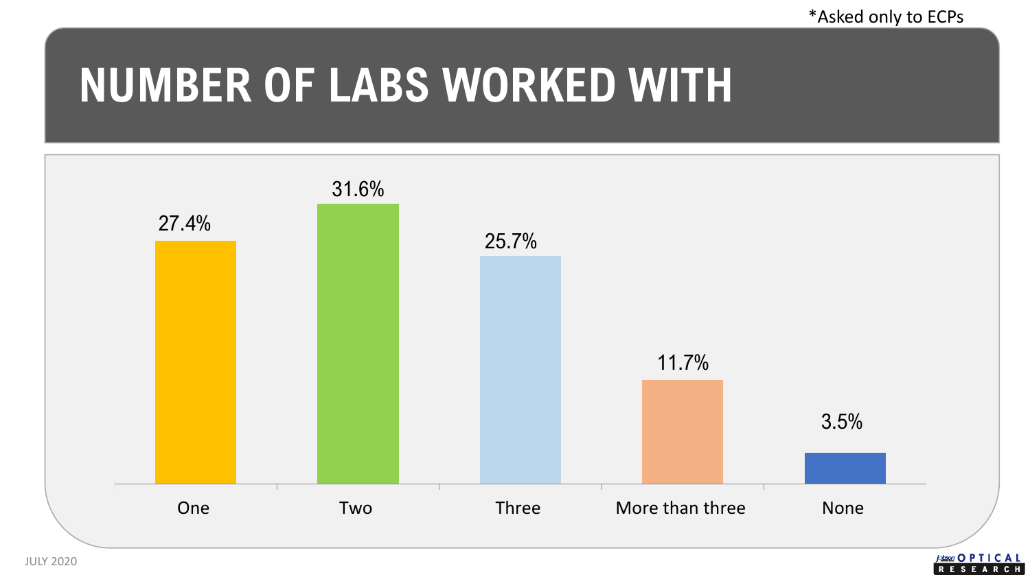*Asked only to ECPs

# NUMBER OF LABS WORKED WITH

| Number of Labs | Percentage |
| --- | --- |
| One | 27.4% |
| Two | 31.6% |
| Three | 25.7% |
| More than three | 11.7% |
| None | 3.5% |

JULY 2020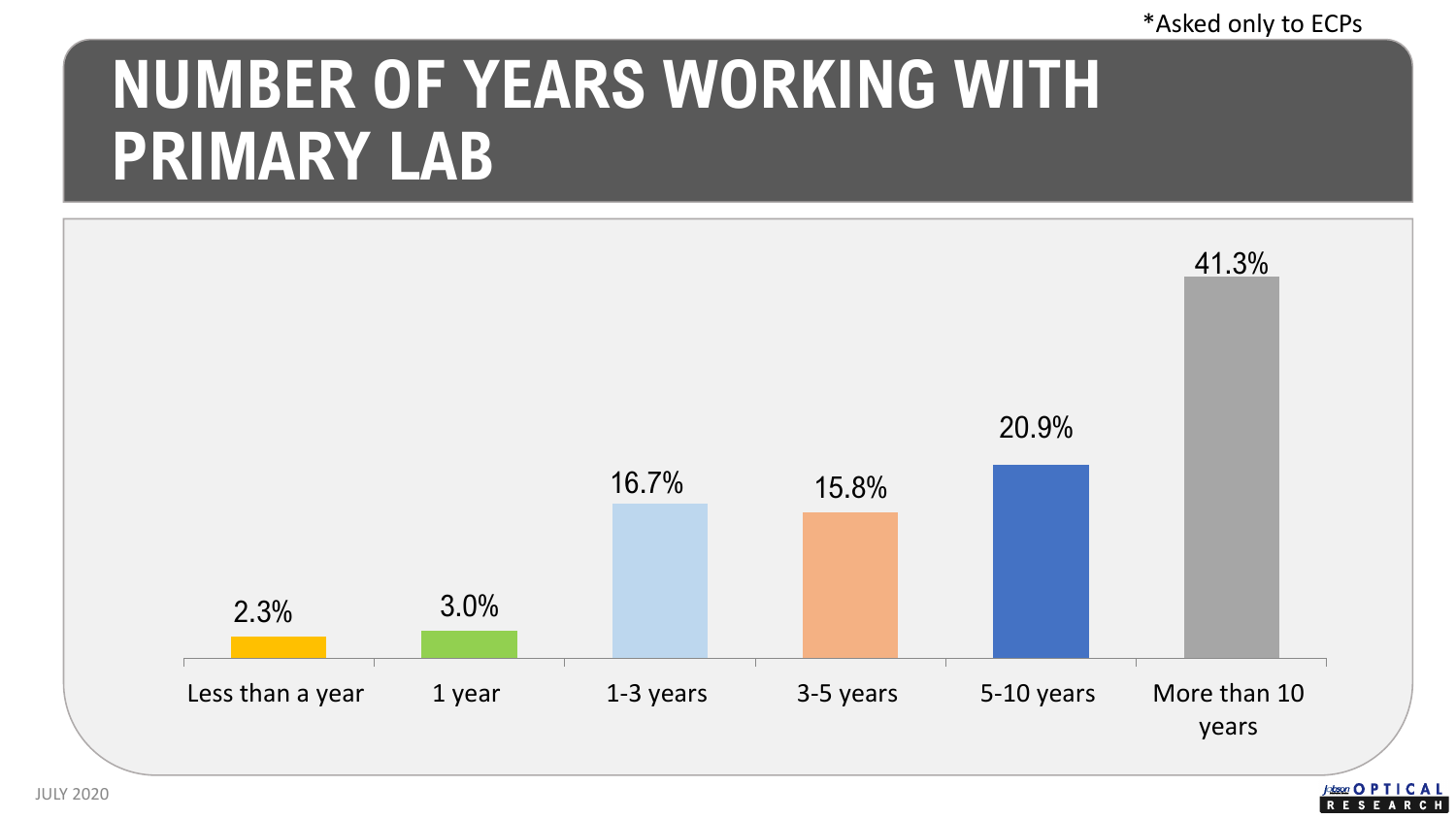*Asked only to ECPs

# NUMBER OF YEARS WORKING WITH PRIMARY LAB

| Less than a year | 1 year | 1-3 years | 3-5 years | 5-10 years | More than 10 years |
| --- | --- | --- | --- | --- | --- |
| 2.3% | 3.0% | 16.7% | 15.8% | 20.9% | 41.3% |

JULY 2020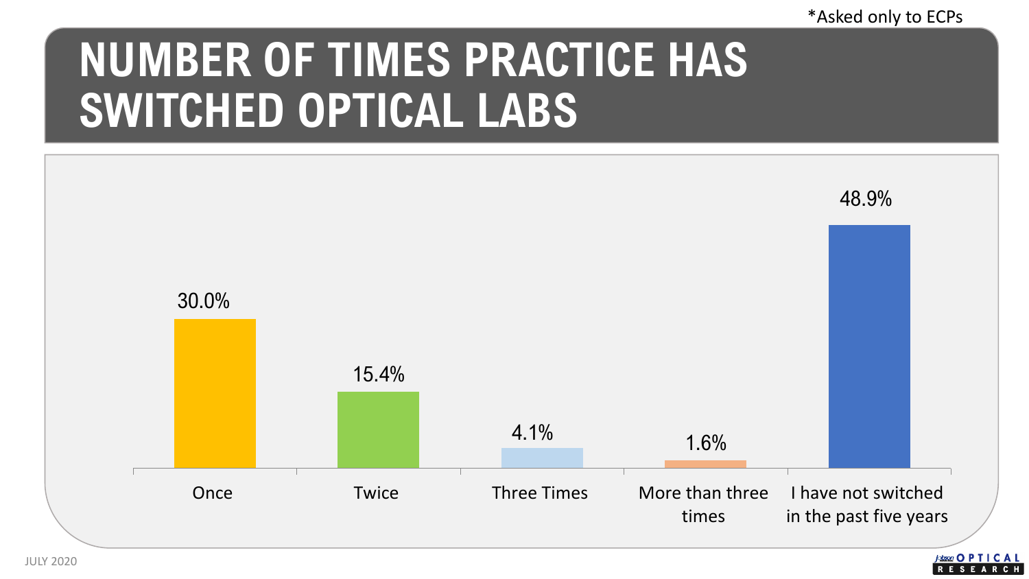*Asked only to ECPs

# NUMBER OF TIMES PRACTICE HAS SWITCHED OPTICAL LABS

| Once | Twice | Three Times | More than three times | I have not switched in the past five years |
|---|---|---|---|---|
| 30.0% | 15.4% | 4.1% | 1.6% | 48.9% |

JULY 2020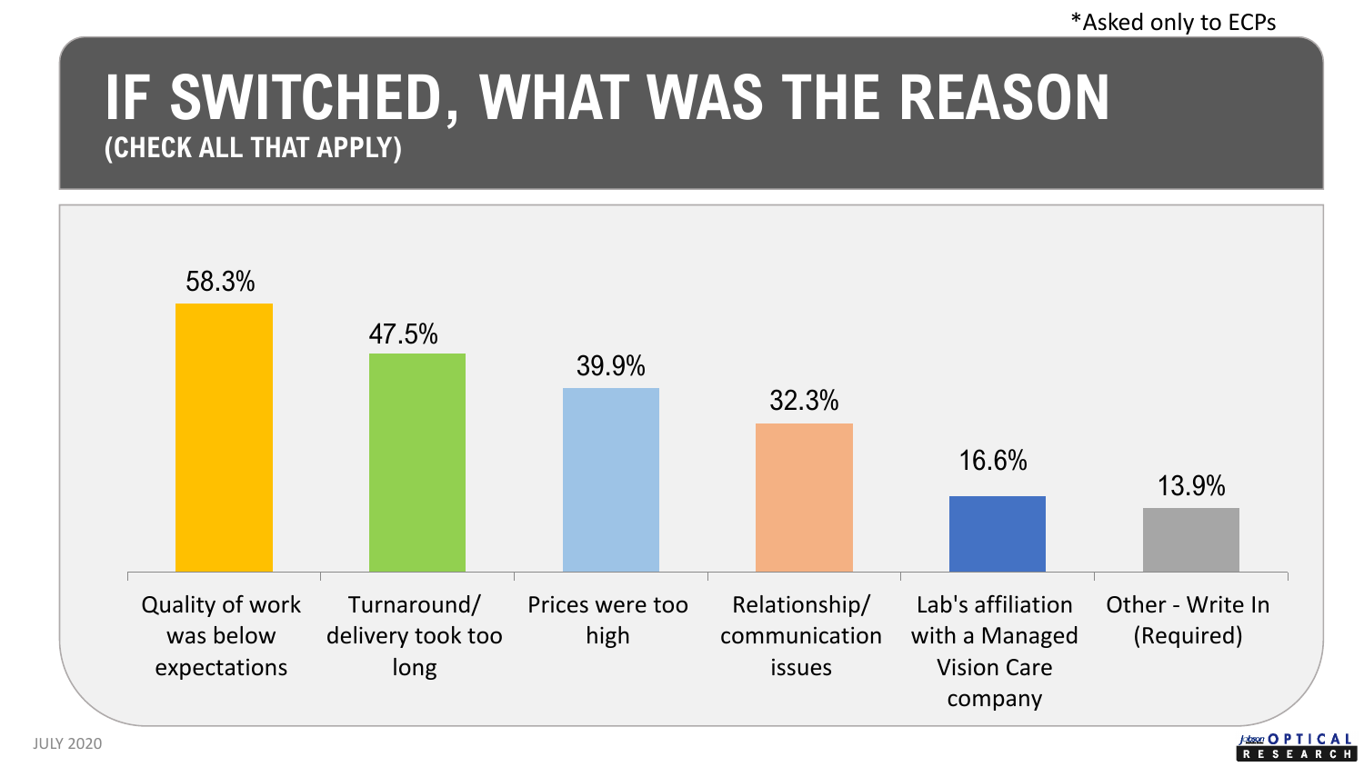*Asked only to ECPs

# IF SWITCHED, WHAT WAS THE REASON

## (CHECK ALL THAT APPLY)

| Reason | Percentage |
|---|---|
| Quality of work was below expectations | 58.3% |
| Turnaround/ delivery took too long | 47.5% |
| Prices were too high | 39.9% |
| Relationship/ communication issues | 32.3% |
| Lab's affiliation with a Managed Vision Care company | 16.6% |
| Other - Write In (Required) | 13.9% |

JULY 2020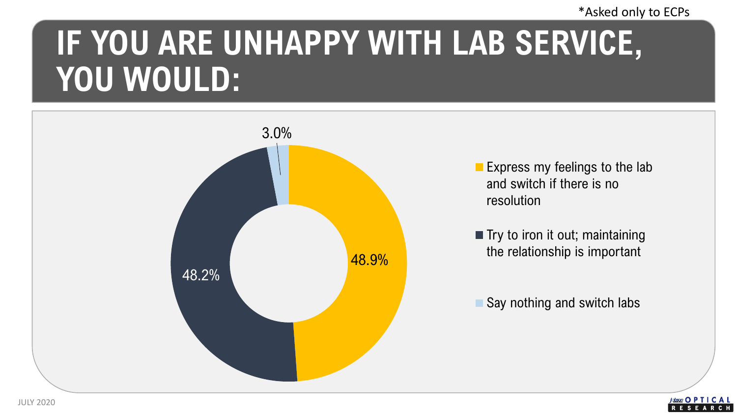*Asked only to ECPs

# IF YOU ARE UNHAPPY WITH LAB SERVICE, YOU WOULD:

| Response | Percentage |
|---|---|
| Express my feelings to the lab and switch if there is no resolution | 48.9% |
| Try to iron it out; maintaining the relationship is important | 48.2% |
| Say nothing and switch labs | 3.0% |

JULY 2020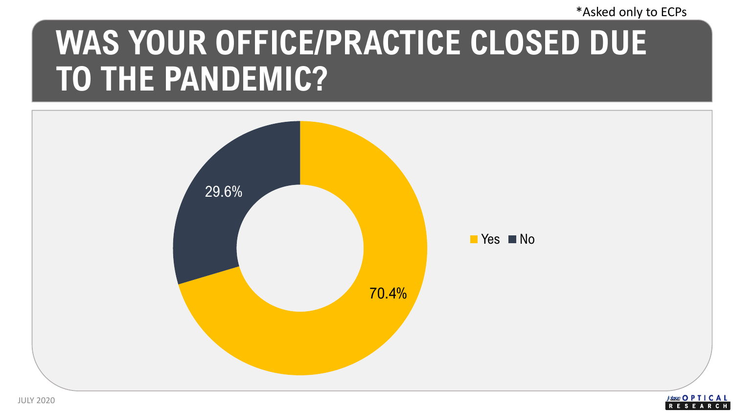*Asked only to ECPs

# WAS YOUR OFFICE/PRACTICE CLOSED DUE TO THE PANDEMIC?

| Response | Percentage |
|---|---|
| Yes | 70.4% |
| No | 29.6% |

JULY 2020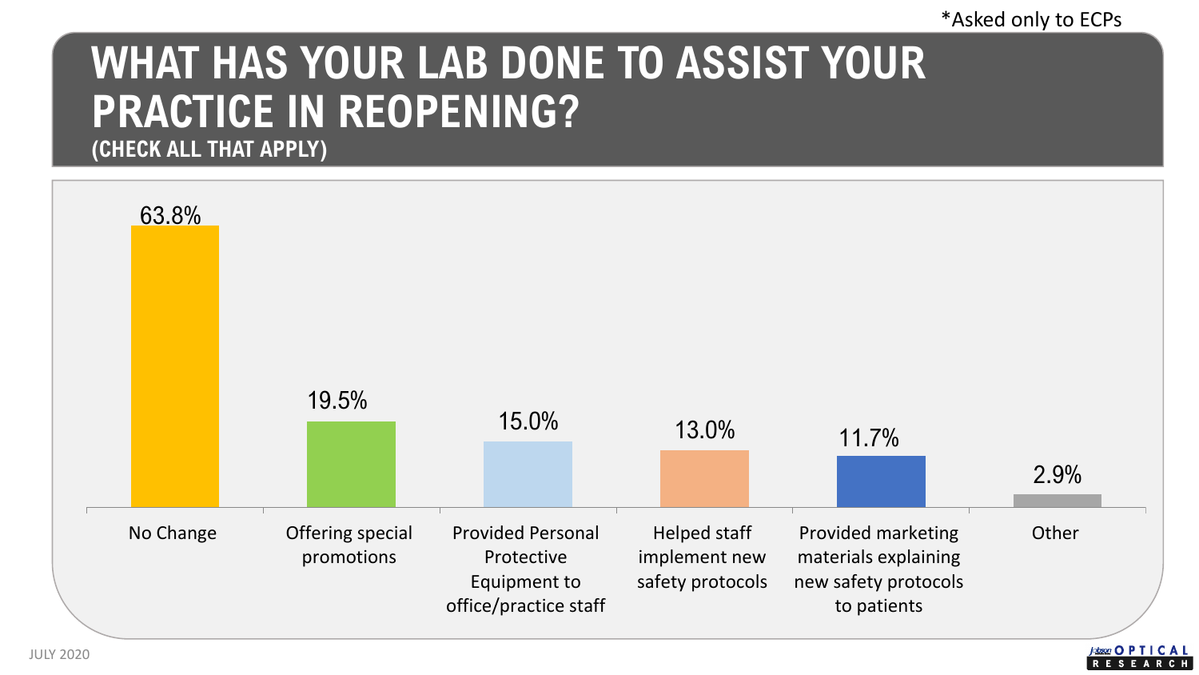*Asked only to ECPs

# WHAT HAS YOUR LAB DONE TO ASSIST YOUR PRACTICE IN REOPENING?

### (CHECK ALL THAT APPLY)

| Response | Percentage |
| --- | --- |
| No Change | 63.8% |
| Offering special promotions | 19.5% |
| Provided Personal Protective Equipment to office/practice staff | 15.0% |
| Helped staff implement new safety protocols | 13.0% |
| Provided marketing materials explaining new safety protocols to patients | 11.7% |
| Other | 2.9% |

JULY 2020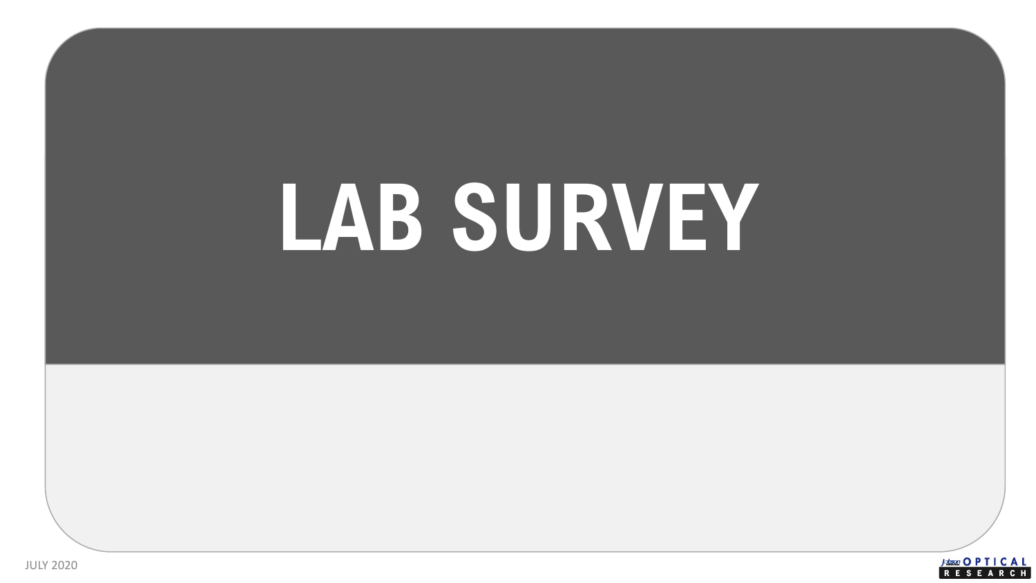# LAB SURVEY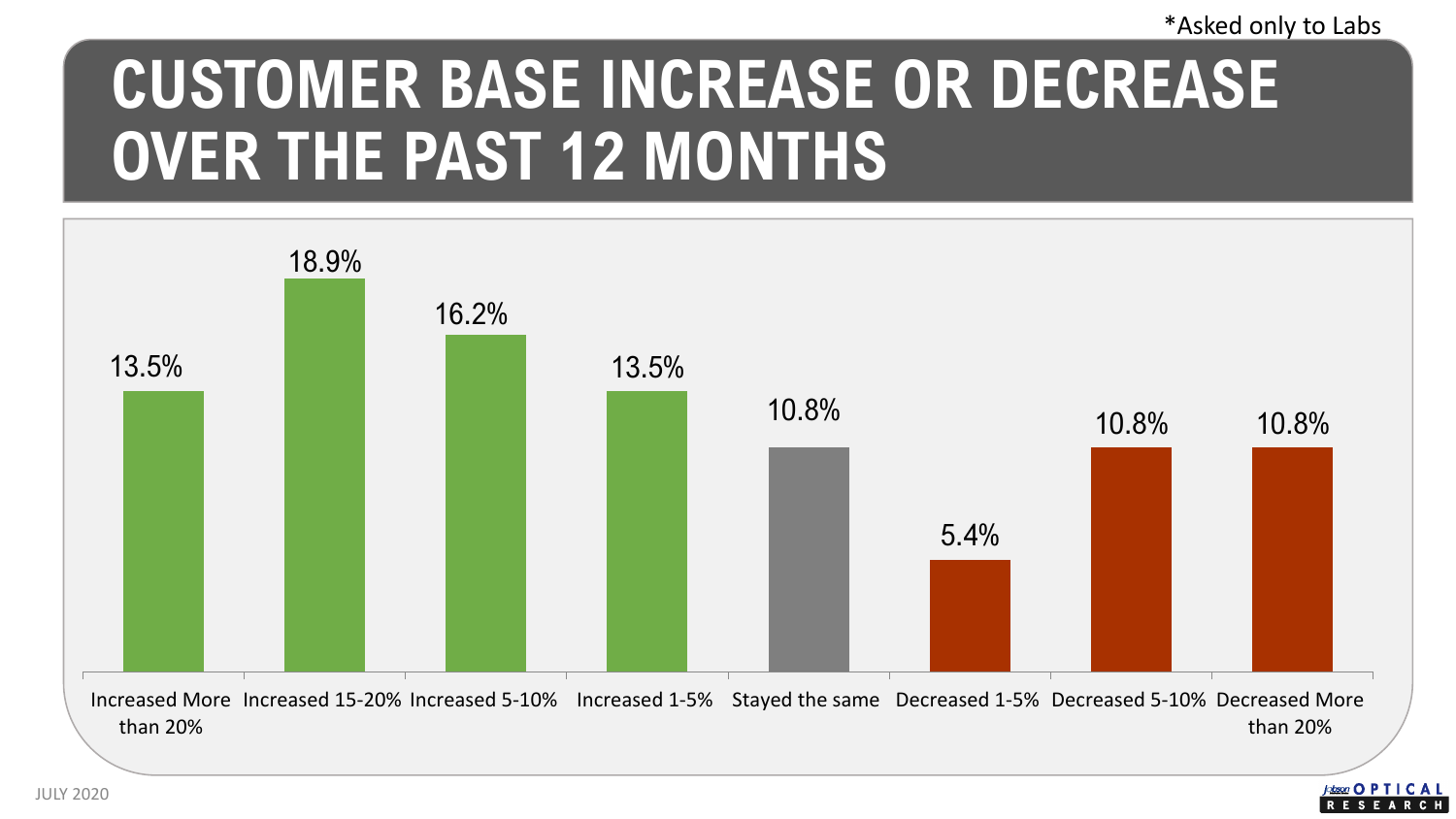*Asked only to Labs

# CUSTOMER BASE INCREASE OR DECREASE OVER THE PAST 12 MONTHS

| Increased More than 20% | Increased 15-20% | Increased 5-10% | Increased 1-5% | Stayed the same | Decreased 1-5% | Decreased 5-10% | Decreased More than 20% |
|---|---|---|---|---|---|---|---|
| 13.5% | 18.9% | 16.2% | 13.5% | 10.8% | 5.4% | 10.8% | 10.8% |

JULY 2020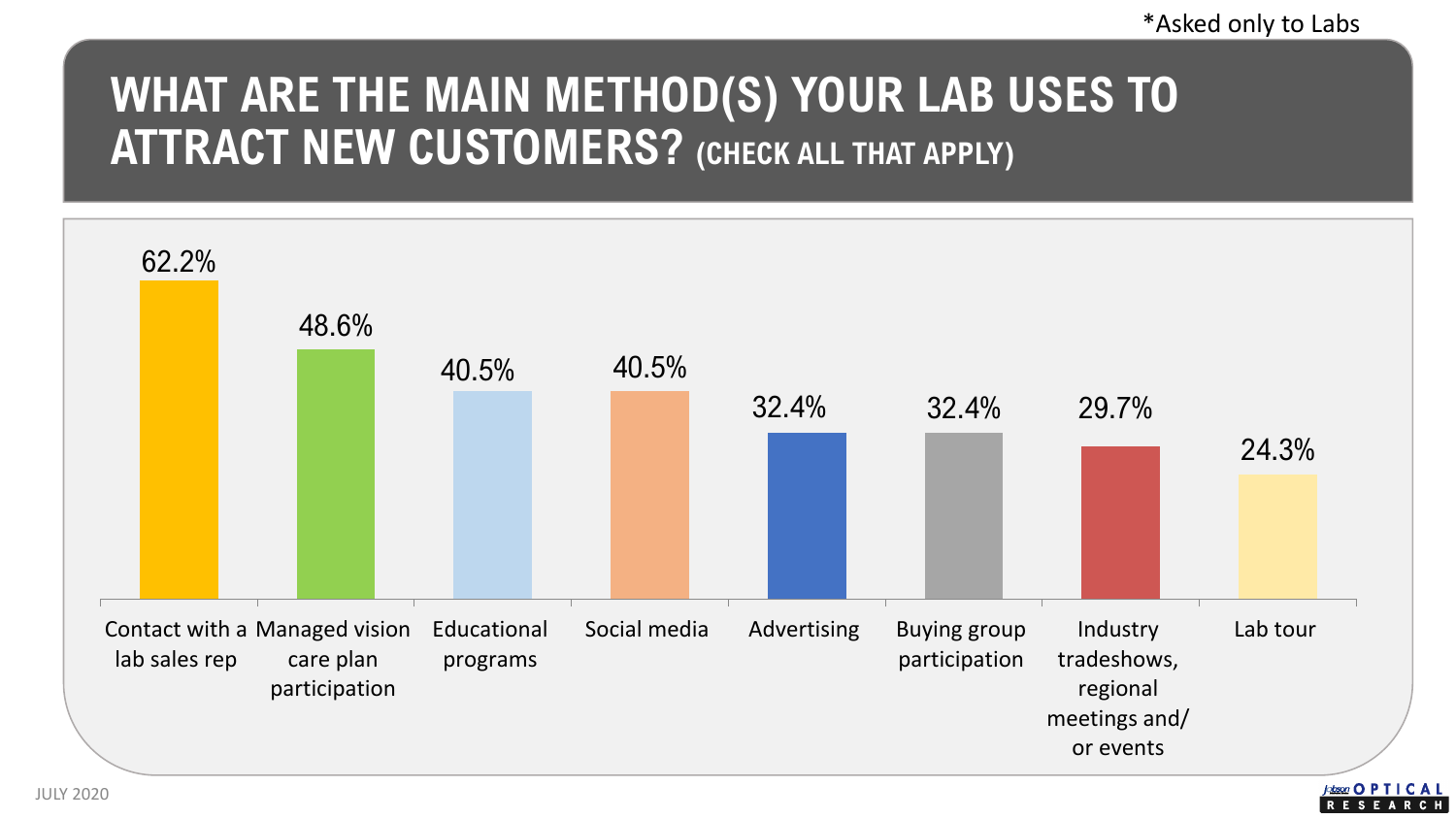*Asked only to Labs

# WHAT ARE THE MAIN METHOD(S) YOUR LAB USES TO ATTRACT NEW CUSTOMERS? (CHECK ALL THAT APPLY)

| Method | Percentage |
| --- | --- |
| Contact with a lab sales rep | 62.2% |
| Managed vision care plan participation | 48.6% |
| Educational programs | 40.5% |
| Social media | 40.5% |
| Advertising | 32.4% |
| Buying group participation | 32.4% |
| Industry tradeshows, regional meetings and/ or events | 29.7% |
| Lab tour | 24.3% |

JULY 2020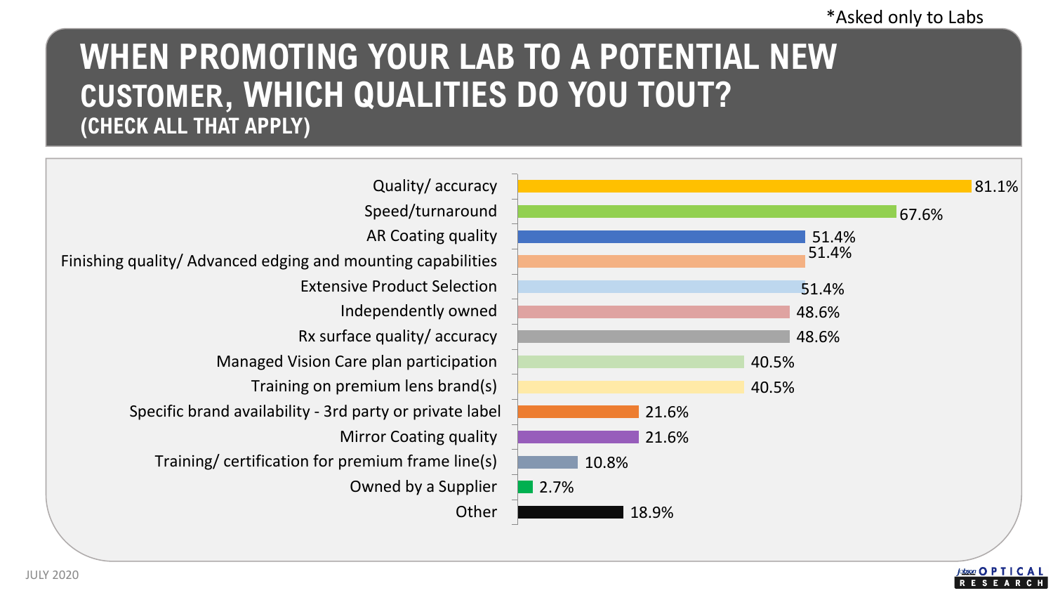*Asked only to Labs

# WHEN PROMOTING YOUR LAB TO A POTENTIAL NEW CUSTOMER, WHICH QUALITIES DO YOU TOUT?

## (CHECK ALL THAT APPLY)

| Quality | Percentage |
|---|---|
| Quality/ accuracy | 81.1% |
| Speed/turnaround | 67.6% |
| AR Coating quality | 51.4% |
| Finishing quality/ Advanced edging and mounting capabilities | 51.4% |
| Extensive Product Selection | 51.4% |
| Independently owned | 48.6% |
| Rx surface quality/ accuracy | 48.6% |
| Managed Vision Care plan participation | 40.5% |
| Training on premium lens brand(s) | 40.5% |
| Specific brand availability - 3rd party or private label | 21.6% |
| Mirror Coating quality | 21.6% |
| Training/ certification for premium frame line(s) | 10.8% |
| Owned by a Supplier | 2.7% |
| Other | 18.9% |

JULY 2020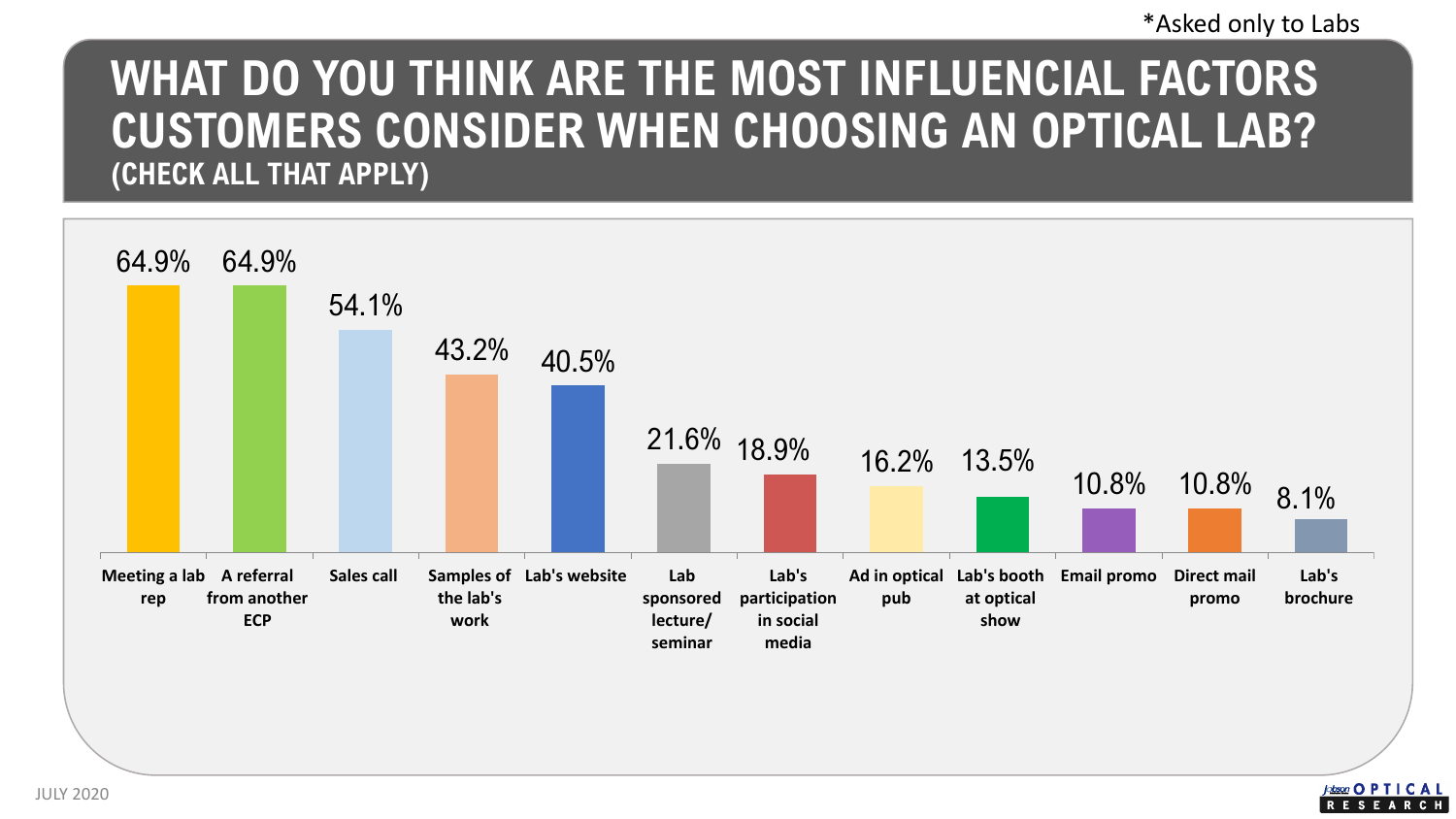*Asked only to Labs

# WHAT DO YOU THINK ARE THE MOST INFLUENCIAL FACTORS CUSTOMERS CONSIDER WHEN CHOOSING AN OPTICAL LAB?

### (CHECK ALL THAT APPLY)

| Factor | Percentage |
| --- | --- |
| Meeting a lab rep | 64.9% |
| A referral from another ECP | 64.9% |
| Sales call | 54.1% |
| Samples of the lab's work | 43.2% |
| Lab's website | 40.5% |
| Lab sponsored lecture/ seminar | 21.6% |
| Lab's participation in social media | 18.9% |
| Ad in optical pub | 16.2% |
| Lab's booth at optical show | 13.5% |
| Email promo | 10.8% |
| Direct mail promo | 10.8% |
| Lab's brochure | 8.1% |

JULY 2020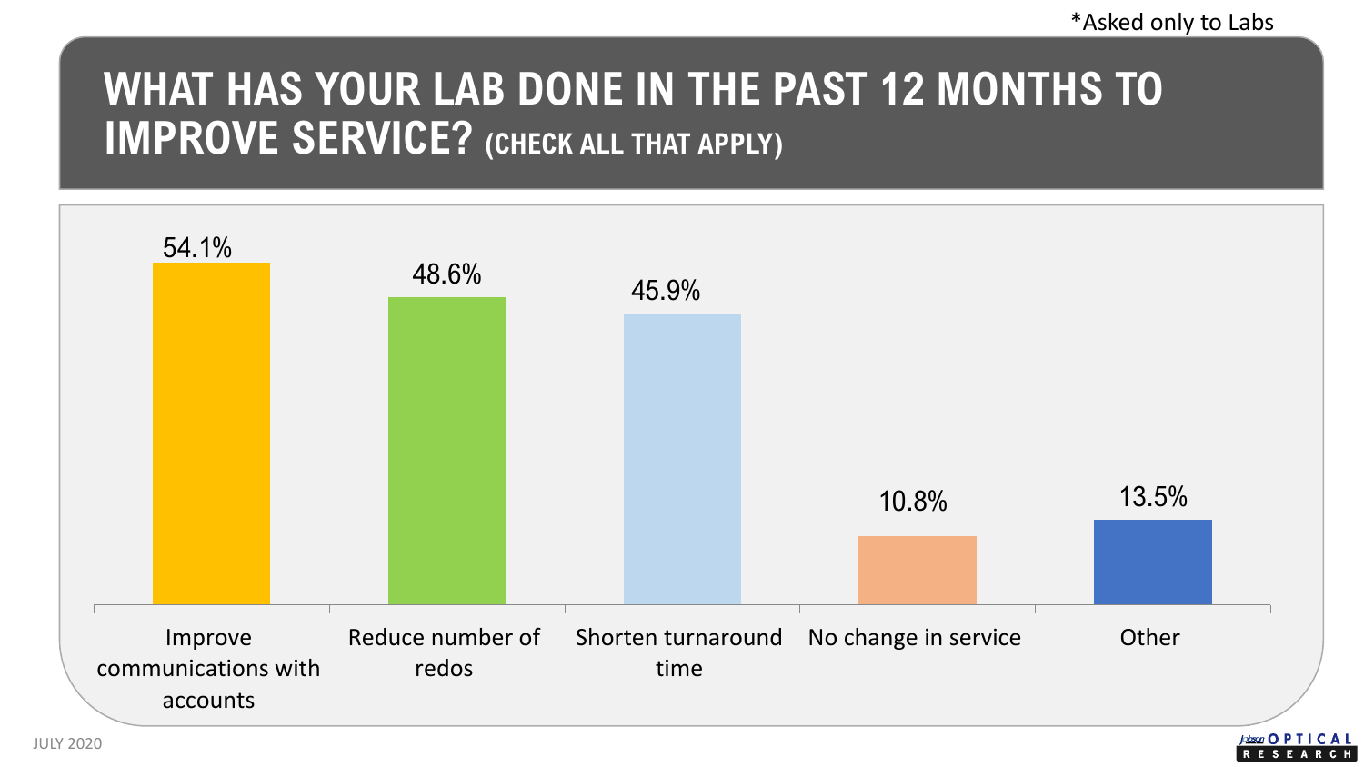*Asked only to Labs

# WHAT HAS YOUR LAB DONE IN THE PAST 12 MONTHS TO IMPROVE SERVICE? (CHECK ALL THAT APPLY)

| Response | Percentage |
|---|---|
| Improve communications with accounts | 54.1% |
| Reduce number of redos | 48.6% |
| Shorten turnaround time | 45.9% |
| No change in service | 10.8% |
| Other | 13.5% |

JULY 2020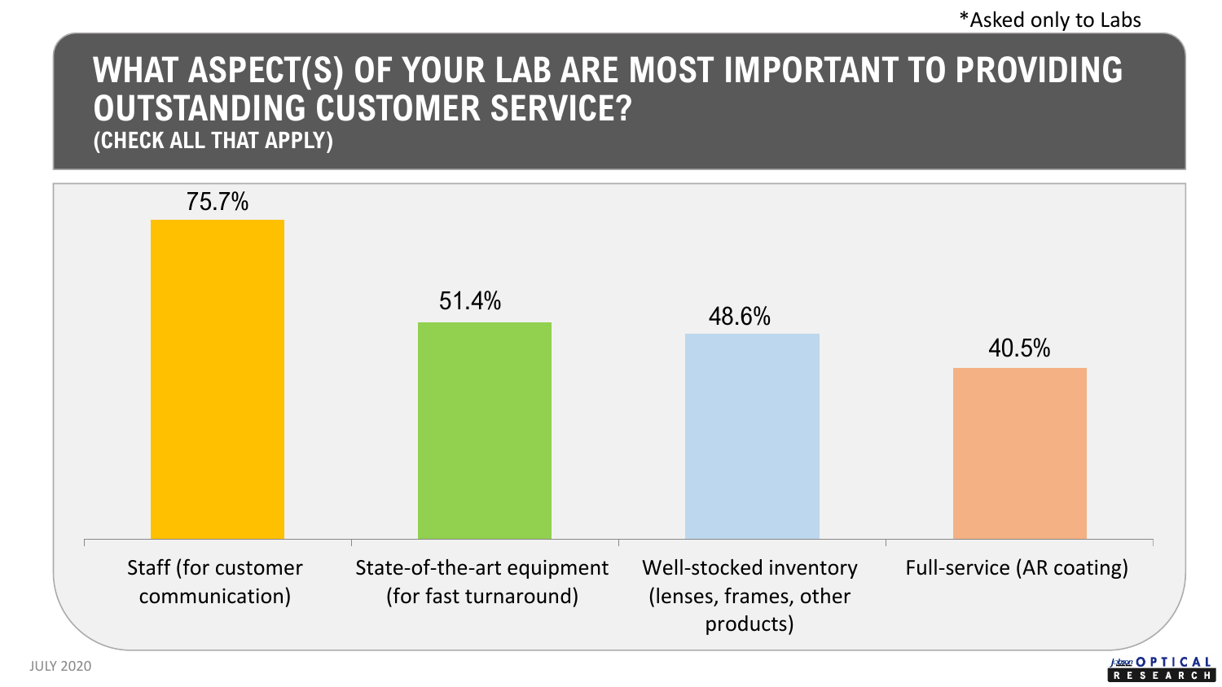*Asked only to Labs

# WHAT ASPECT(S) OF YOUR LAB ARE MOST IMPORTANT TO PROVIDING OUTSTANDING CUSTOMER SERVICE?

**(CHECK ALL THAT APPLY)**

| Aspect | Percentage |
| --- | --- |
| Staff (for customer communication) | 75.7% |
| State-of-the-art equipment (for fast turnaround) | 51.4% |
| Well-stocked inventory (lenses, frames, other products) | 48.6% |
| Full-service (AR coating) | 40.5% |

JULY 2020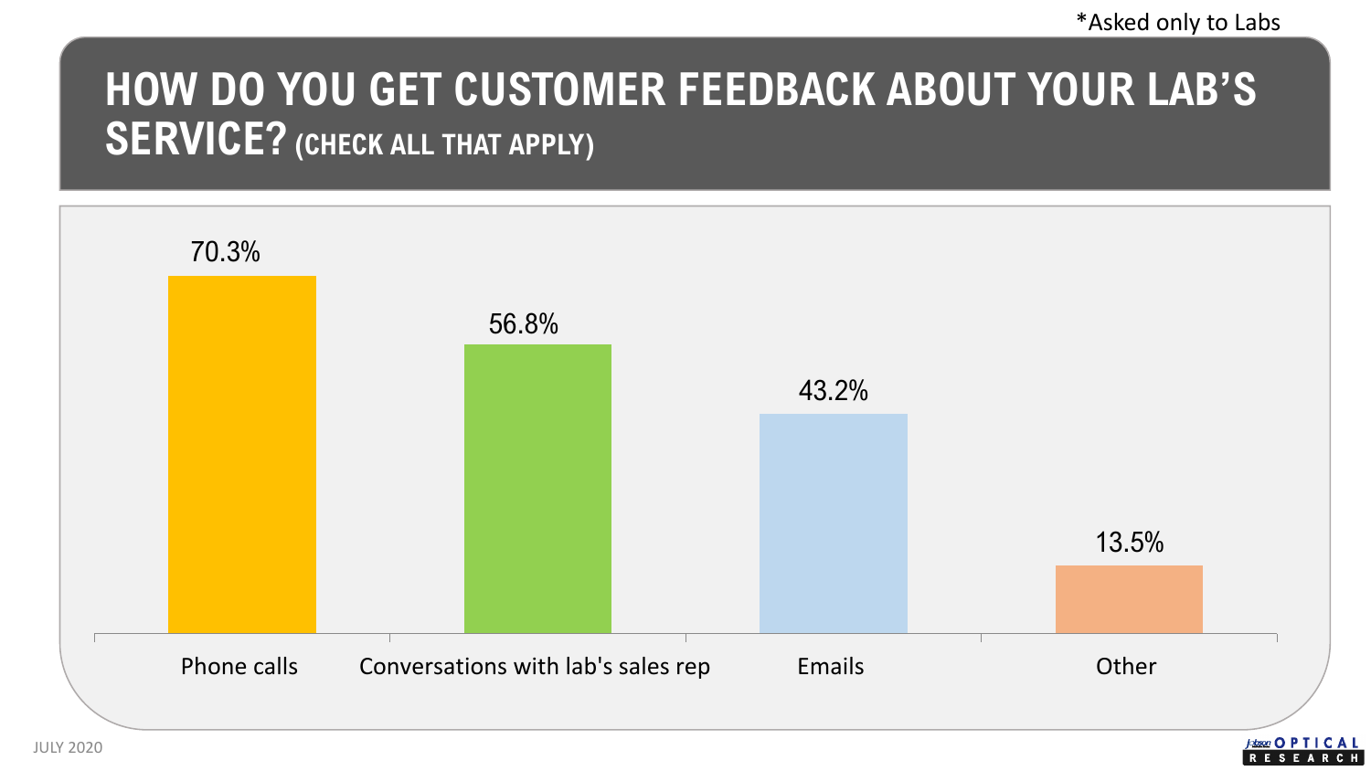*Asked only to Labs

# HOW DO YOU GET CUSTOMER FEEDBACK ABOUT YOUR LAB'S SERVICE? (CHECK ALL THAT APPLY)

| Response | Percentage |
| --- | --- |
| Phone calls | 70.3% |
| Conversations with lab's sales rep | 56.8% |
| Emails | 43.2% |
| Other | 13.5% |

JULY 2020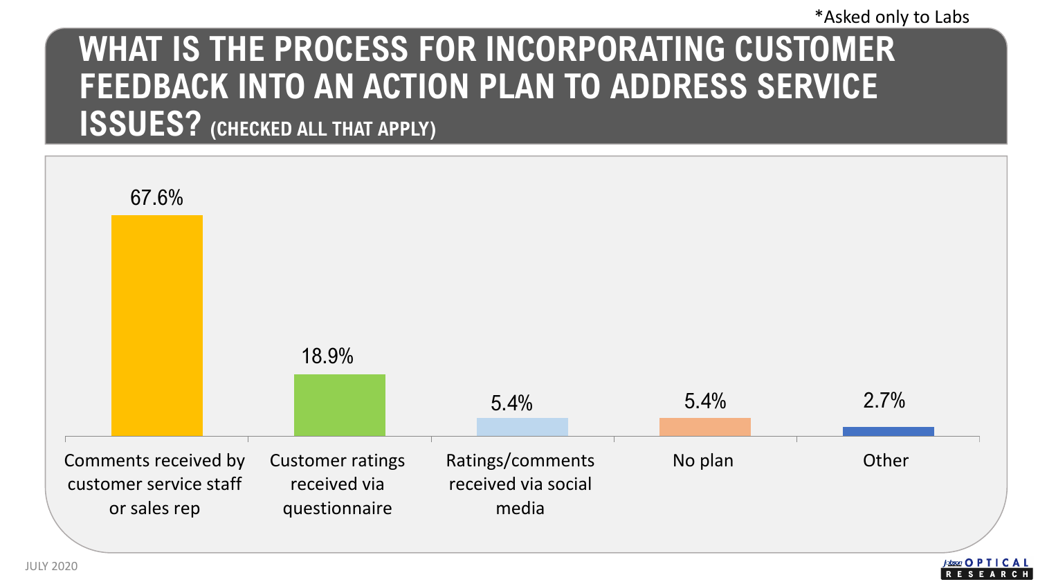*Asked only to Labs

# WHAT IS THE PROCESS FOR INCORPORATING CUSTOMER FEEDBACK INTO AN ACTION PLAN TO ADDRESS SERVICE ISSUES? (CHECKED ALL THAT APPLY)

| Response | Percentage |
| --- | --- |
| Comments received by customer service staff or sales rep | 67.6% |
| Customer ratings received via questionnaire | 18.9% |
| Ratings/comments received via social media | 5.4% |
| No plan | 5.4% |
| Other | 2.7% |

JULY 2020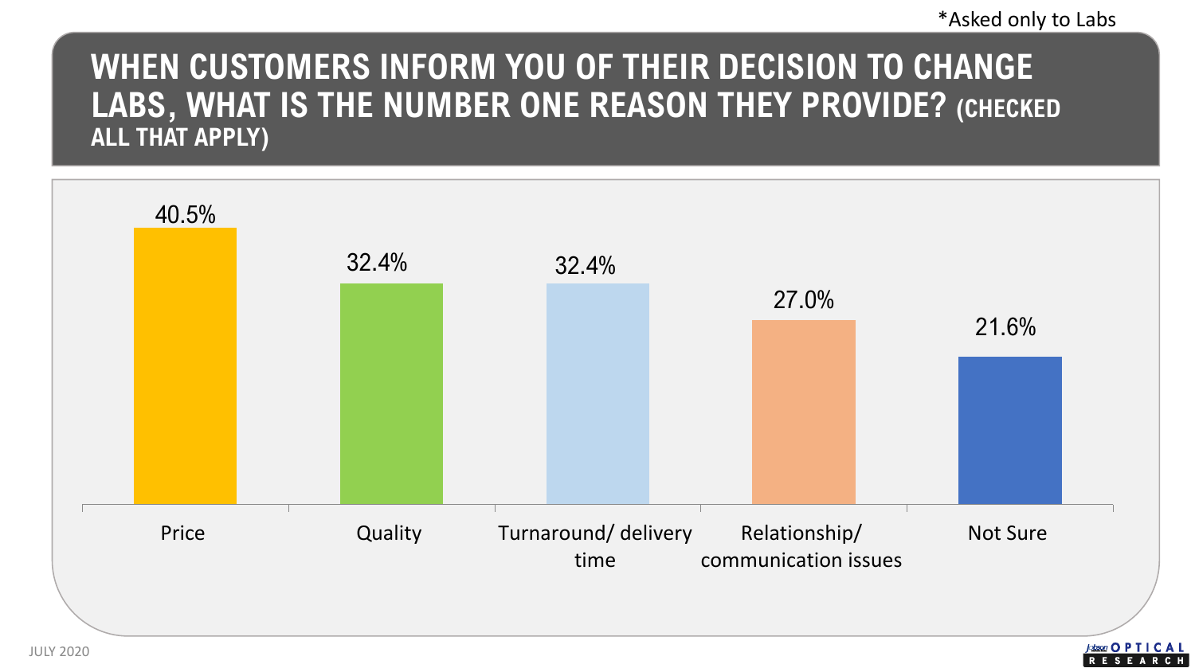*Asked only to Labs

# WHEN CUSTOMERS INFORM YOU OF THEIR DECISION TO CHANGE LABS, WHAT IS THE NUMBER ONE REASON THEY PROVIDE? (CHECKED ALL THAT APPLY)

| Reason | Percentage |
| --- | --- |
| Price | 40.5% |
| Quality | 32.4% |
| Turnaround/ delivery time | 32.4% |
| Relationship/ communication issues | 27.0% |
| Not Sure | 21.6% |

JULY 2020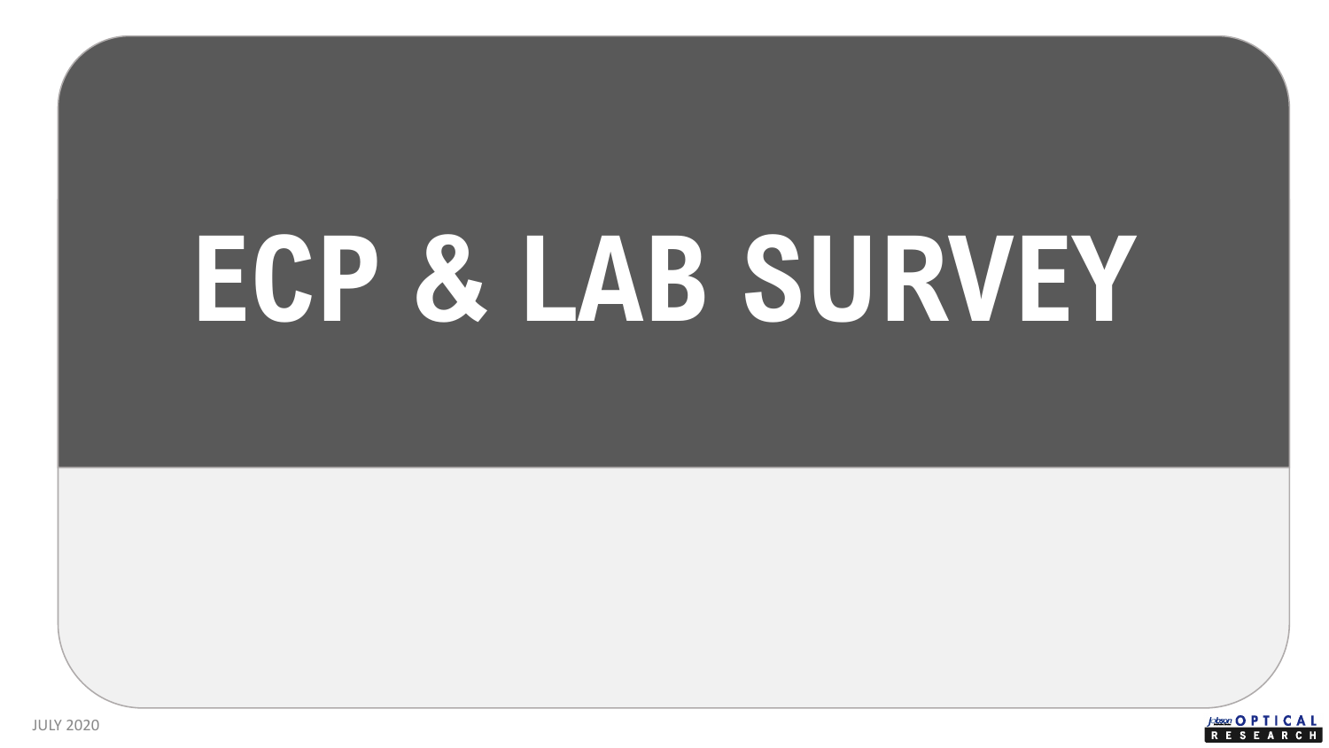# ECP & LAB SURVEY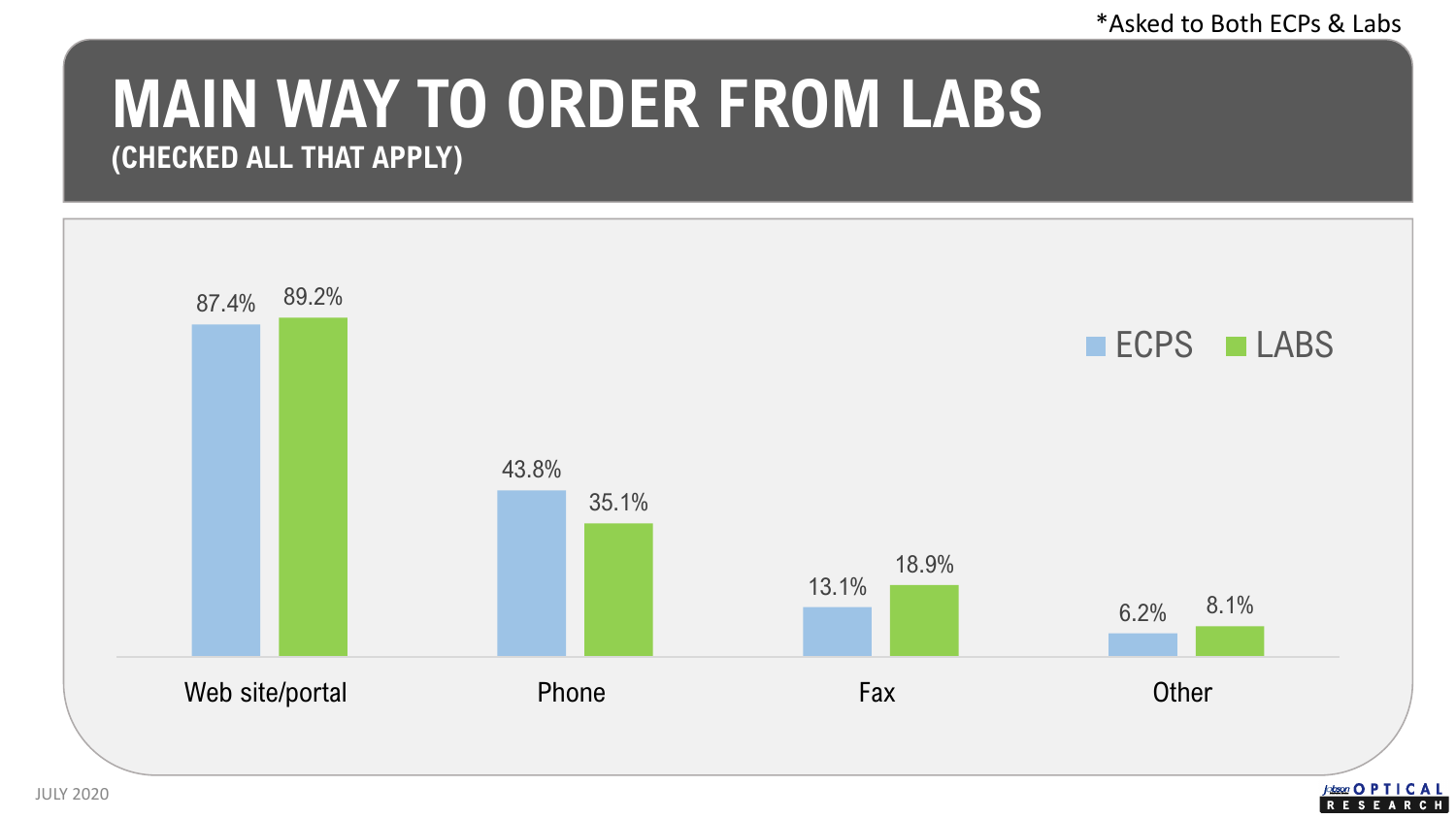*Asked to Both ECPs & Labs

# MAIN WAY TO ORDER FROM LABS

## (CHECKED ALL THAT APPLY)

| | ECPS | LABS |
|---|---|---|
| Web site/portal | 87.4% | 89.2% |
| Phone | 43.8% | 35.1% |
| Fax | 13.1% | 18.9% |
| Other | 6.2% | 8.1% |

JULY 2020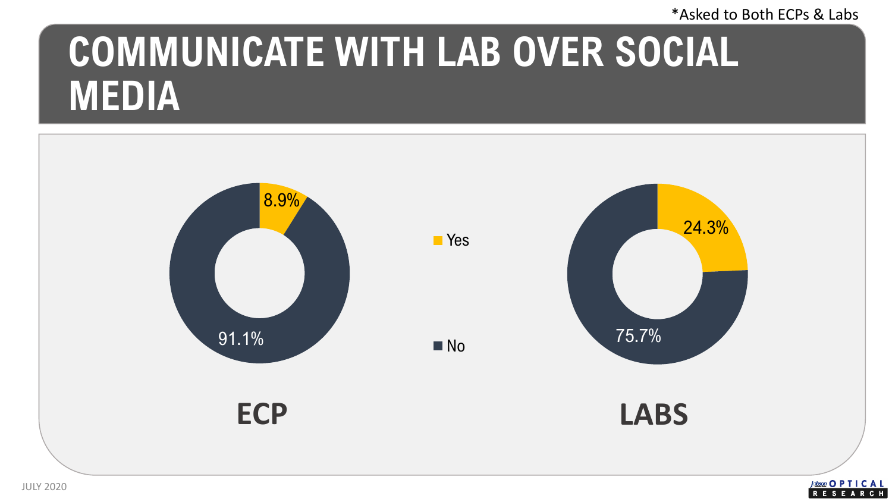*Asked to Both ECPs & Labs

# COMMUNICATE WITH LAB OVER SOCIAL MEDIA

| | Yes | No |
|---|---|---|
| ECP | 8.9% | 91.1% |
| LABS | 24.3% | 75.7% |

JULY 2020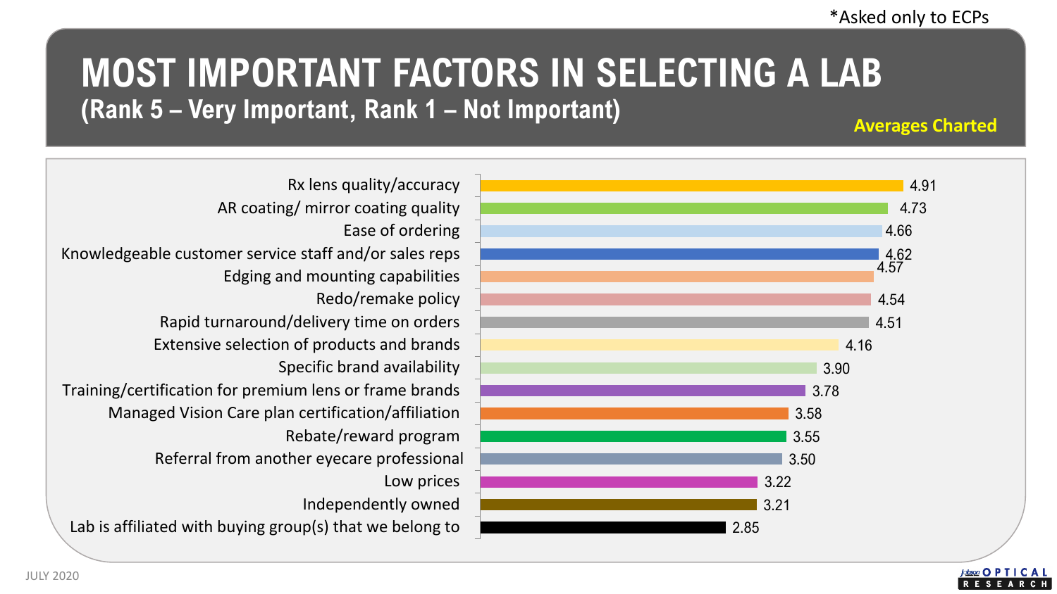*Asked only to ECPs

# MOST IMPORTANT FACTORS IN SELECTING A LAB

## (Rank 5 – Very Important, Rank 1 – Not Important)

Averages Charted

| Factor | Average |
| --- | --- |
| Rx lens quality/accuracy | 4.91 |
| AR coating/ mirror coating quality | 4.73 |
| Ease of ordering | 4.66 |
| Knowledgeable customer service staff and/or sales reps | 4.62 |
| Edging and mounting capabilities | 4.57 |
| Redo/remake policy | 4.54 |
| Rapid turnaround/delivery time on orders | 4.51 |
| Extensive selection of products and brands | 4.16 |
| Specific brand availability | 3.90 |
| Training/certification for premium lens or frame brands | 3.78 |
| Managed Vision Care plan certification/affiliation | 3.58 |
| Rebate/reward program | 3.55 |
| Referral from another eyecare professional | 3.50 |
| Low prices | 3.22 |
| Independently owned | 3.21 |
| Lab is affiliated with buying group(s) that we belong to | 2.85 |

JULY 2020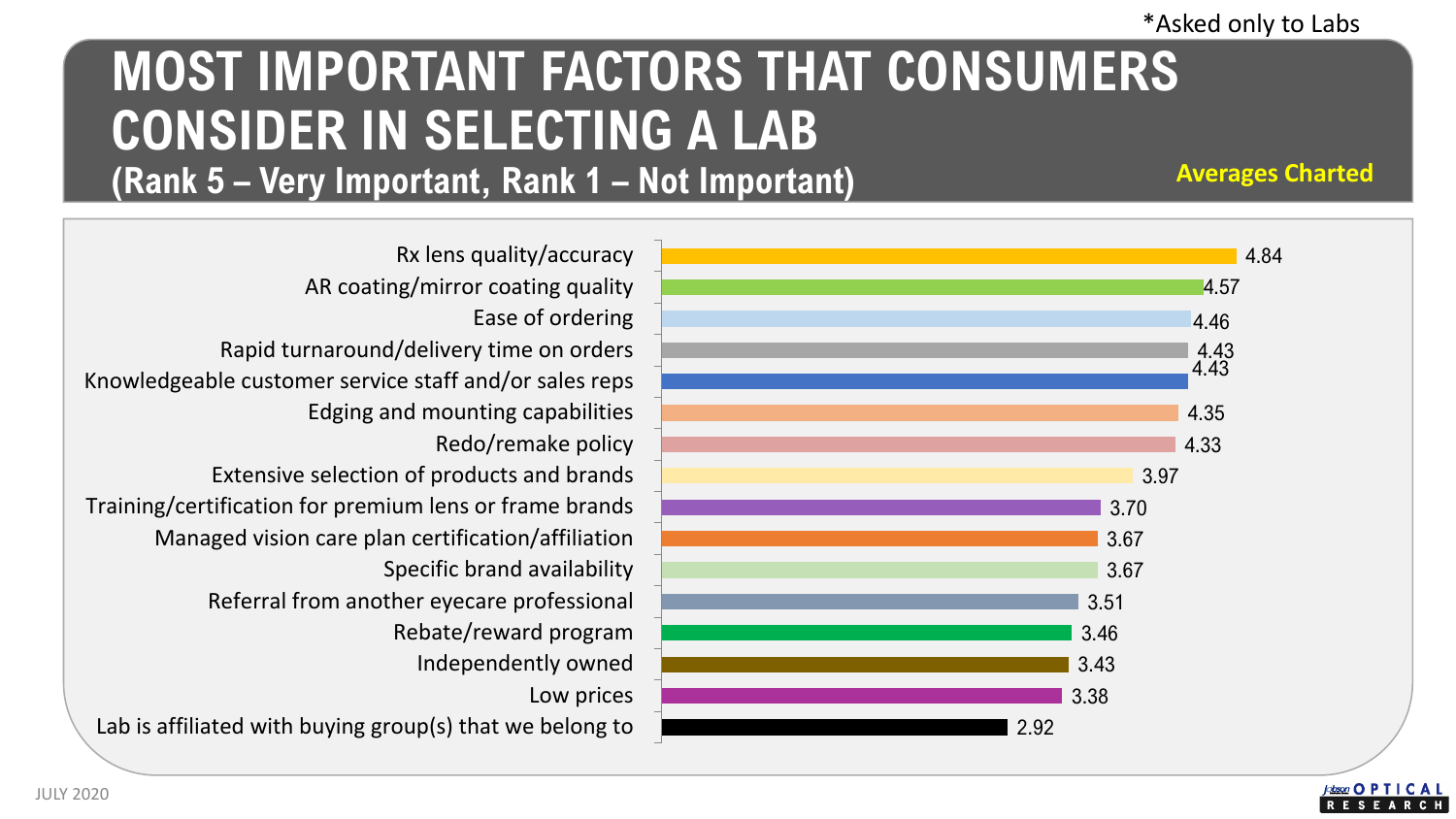*Asked only to Labs

# MOST IMPORTANT FACTORS THAT CONSUMERS CONSIDER IN SELECTING A LAB

## (Rank 5 – Very Important, Rank 1 – Not Important)

**Averages Charted**

| Factor | Average |
|---|---|
| Rx lens quality/accuracy | 4.84 |
| AR coating/mirror coating quality | 4.57 |
| Ease of ordering | 4.46 |
| Rapid turnaround/delivery time on orders | 4.43 |
| Knowledgeable customer service staff and/or sales reps | 4.43 |
| Edging and mounting capabilities | 4.35 |
| Redo/remake policy | 4.33 |
| Extensive selection of products and brands | 3.97 |
| Training/certification for premium lens or frame brands | 3.70 |
| Managed vision care plan certification/affiliation | 3.67 |
| Specific brand availability | 3.67 |
| Referral from another eyecare professional | 3.51 |
| Rebate/reward program | 3.46 |
| Independently owned | 3.43 |
| Low prices | 3.38 |
| Lab is affiliated with buying group(s) that we belong to | 2.92 |

JULY 2020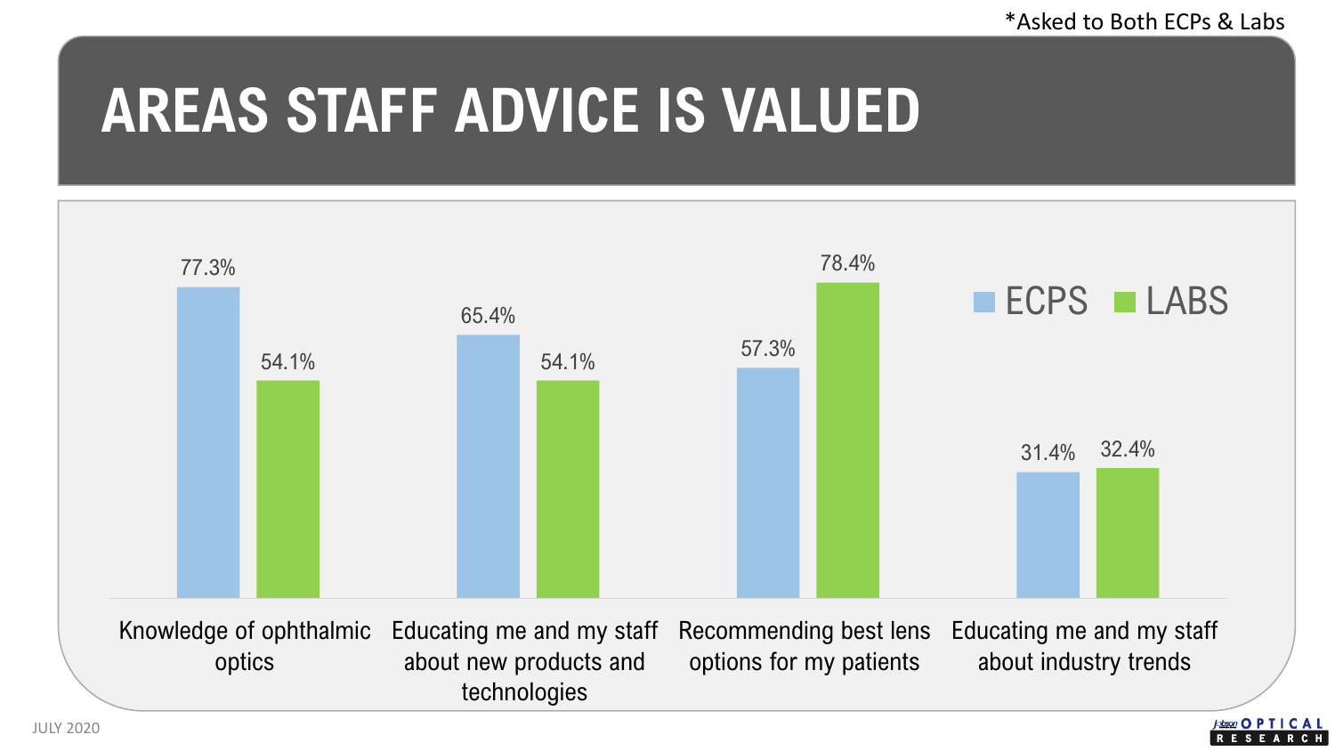*Asked to Both ECPs & Labs

# AREAS STAFF ADVICE IS VALUED

| | ECPS | LABS |
|---|---|---|
| Knowledge of ophthalmic optics | 77.3% | 54.1% |
| Educating me and my staff about new products and technologies | 65.4% | 54.1% |
| Recommending best lens options for my patients | 57.3% | 78.4% |
| Educating me and my staff about industry trends | 31.4% | 32.4% |

JULY 2020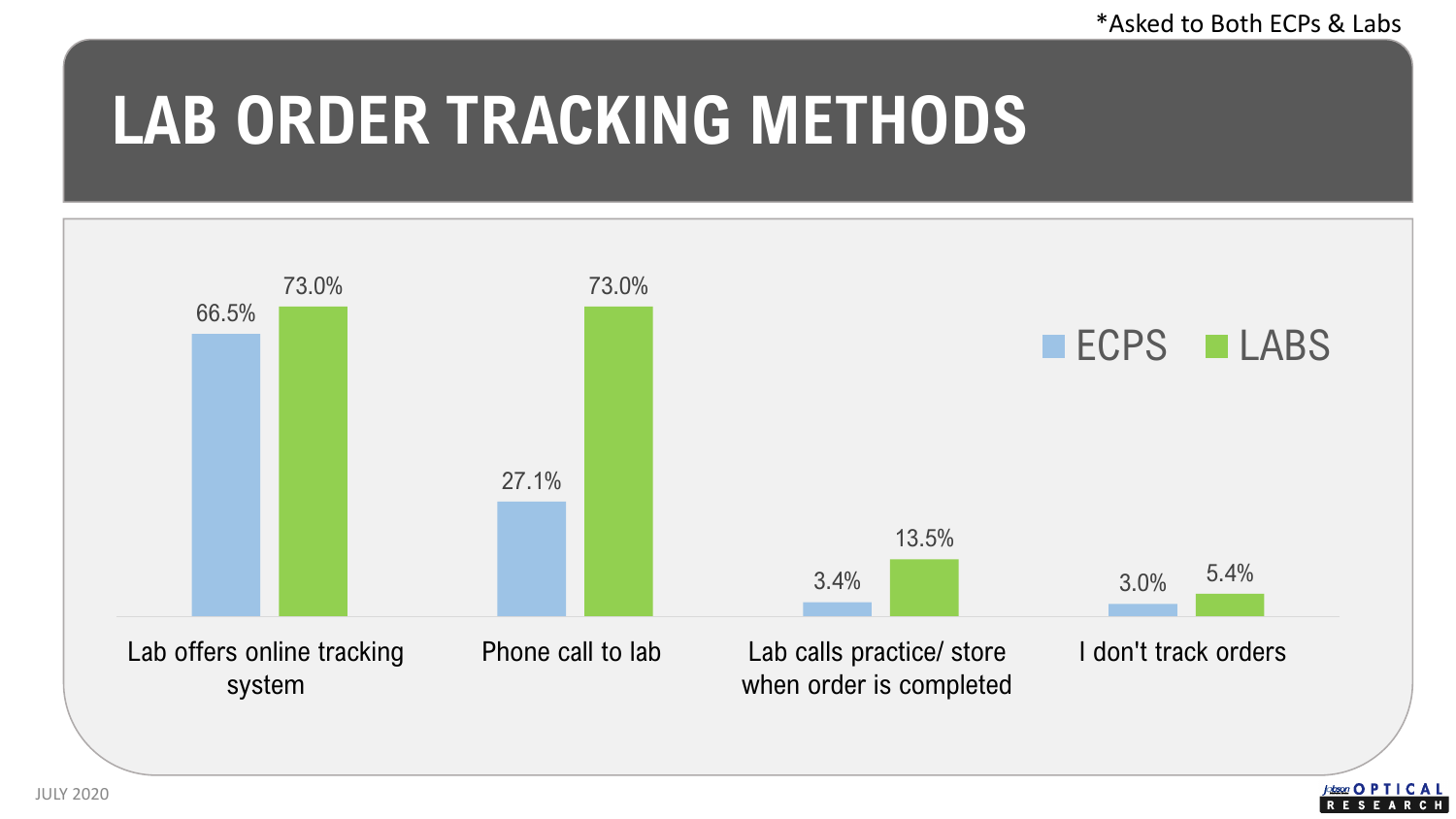*Asked to Both ECPs & Labs

# LAB ORDER TRACKING METHODS

| | ECPS | LABS |
|---|---|---|
| Lab offers online tracking system | 66.5% | 73.0% |
| Phone call to lab | 27.1% | 73.0% |
| Lab calls practice/ store when order is completed | 3.4% | 13.5% |
| I don't track orders | 3.0% | 5.4% |

JULY 2020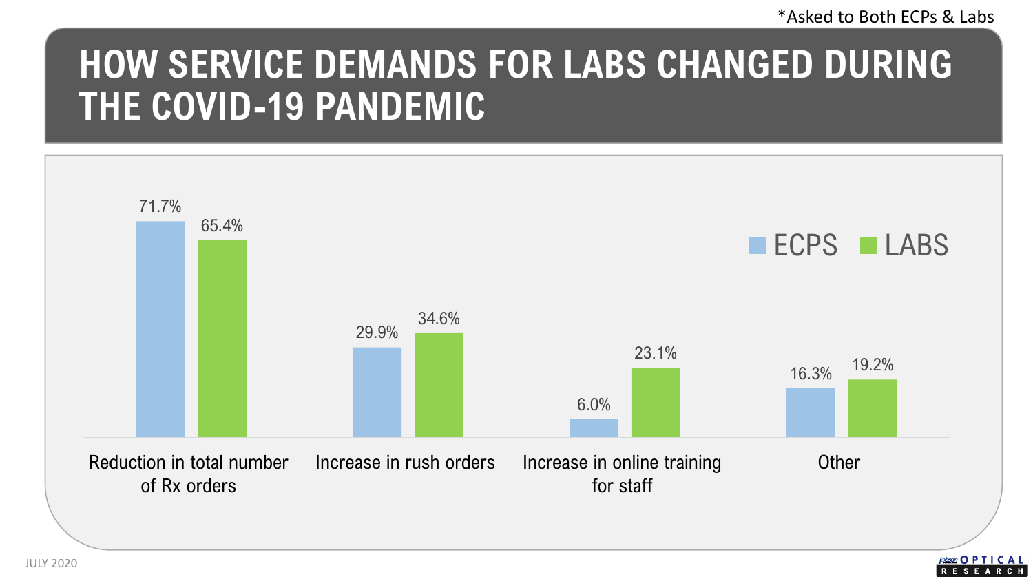*Asked to Both ECPs & Labs

# HOW SERVICE DEMANDS FOR LABS CHANGED DURING THE COVID-19 PANDEMIC

ECPS LABS

Reduction in total number of Rx orders
71.7%
65.4%

Increase in rush orders
29.9%
34.6%

Increase in online training for staff
6.0%
23.1%

Other
16.3%
19.2%

JULY 2020